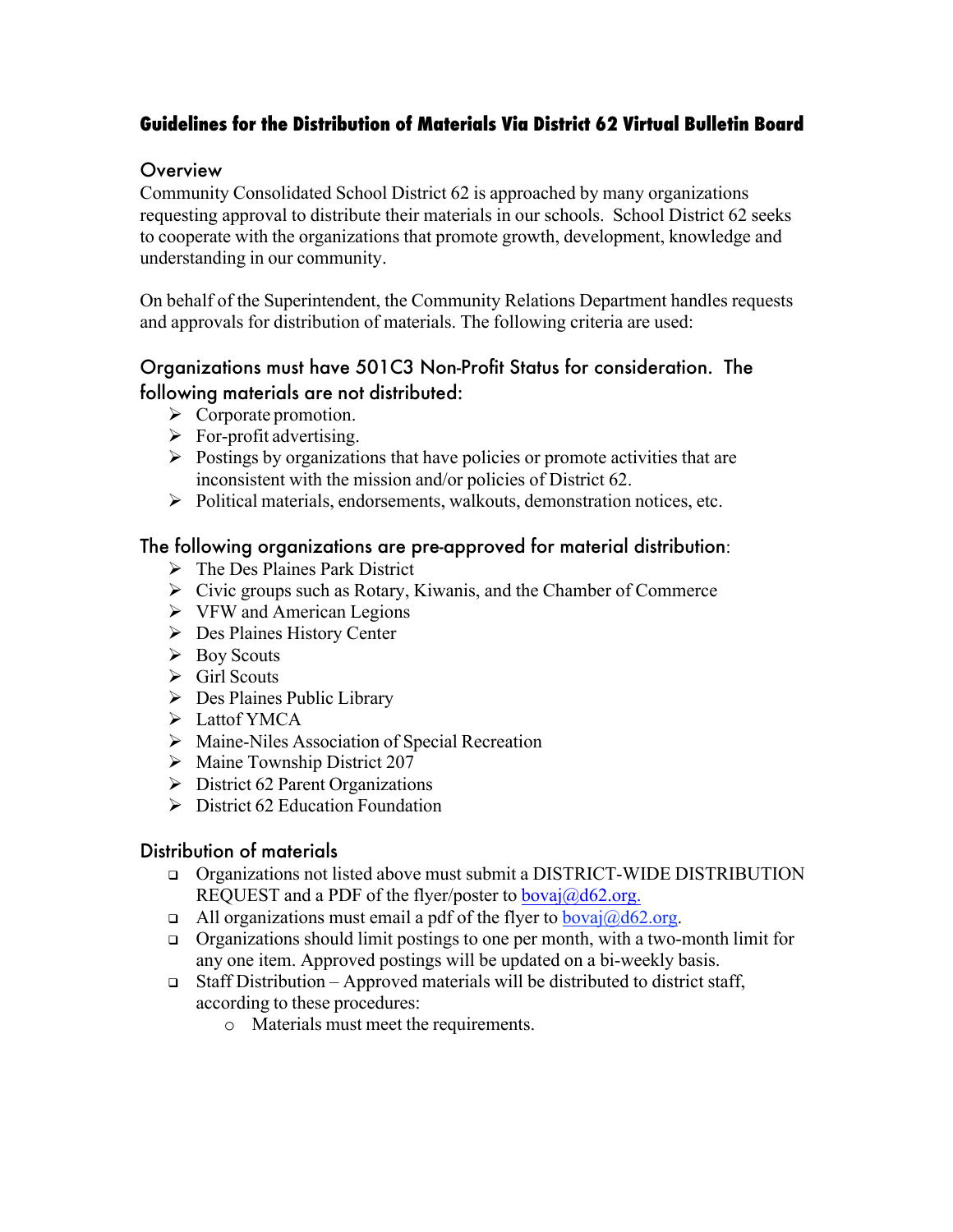# Guidelines for the Distribution of Materials Via District 62 Virtual Bulletin Board

## Overview

Community Consolidated School District 62 is approached by many organizations requesting approval to distribute their materials in our schools. School District 62 seeks to cooperate with the organizations that promote growth, development, knowledge and understanding in our community.

On behalf of the Superintendent, the Community Relations Department handles requests and approvals for distribution of materials. The following criteria are used:

## Organizations must have 501C3 Non-Profit Status for consideration. The following materials are not distributed:

- Corporate promotion.
- For-profit advertising.
- Postings by organizations that have policies or promote activities that are inconsistent with the mission and/or policies of District 62.
- Political materials, endorsements, walkouts, demonstration notices, etc.

## The following organizations are pre-approved for material distribution:

- The Des Plaines Park District
- Civic groups such as Rotary, Kiwanis, and the Chamber of Commerce
- VFW and American Legions
- Des Plaines History Center
- Boy Scouts
- Girl Scouts
- Des Plaines Public Library
- Lattof YMCA
- Maine-Niles Association of Special Recreation
- Maine Township District 207
- District 62 Parent Organizations
- District 62 Education Foundation

## Distribution of materials

- Organizations not listed above must submit a DISTRICT-WIDE DISTRIBUTION REQUEST and a PDF of the flyer/poster to bovaj@d62.org.
- All organizations must email a pdf of the flyer to bovaj@d62.org.
- Organizations should limit postings to one per month, with a two-month limit for any one item. Approved postings will be updated on a bi-weekly basis.
- Staff Distribution – Approved materials will be distributed to district staff, according to these procedures:
  - Materials must meet the requirements.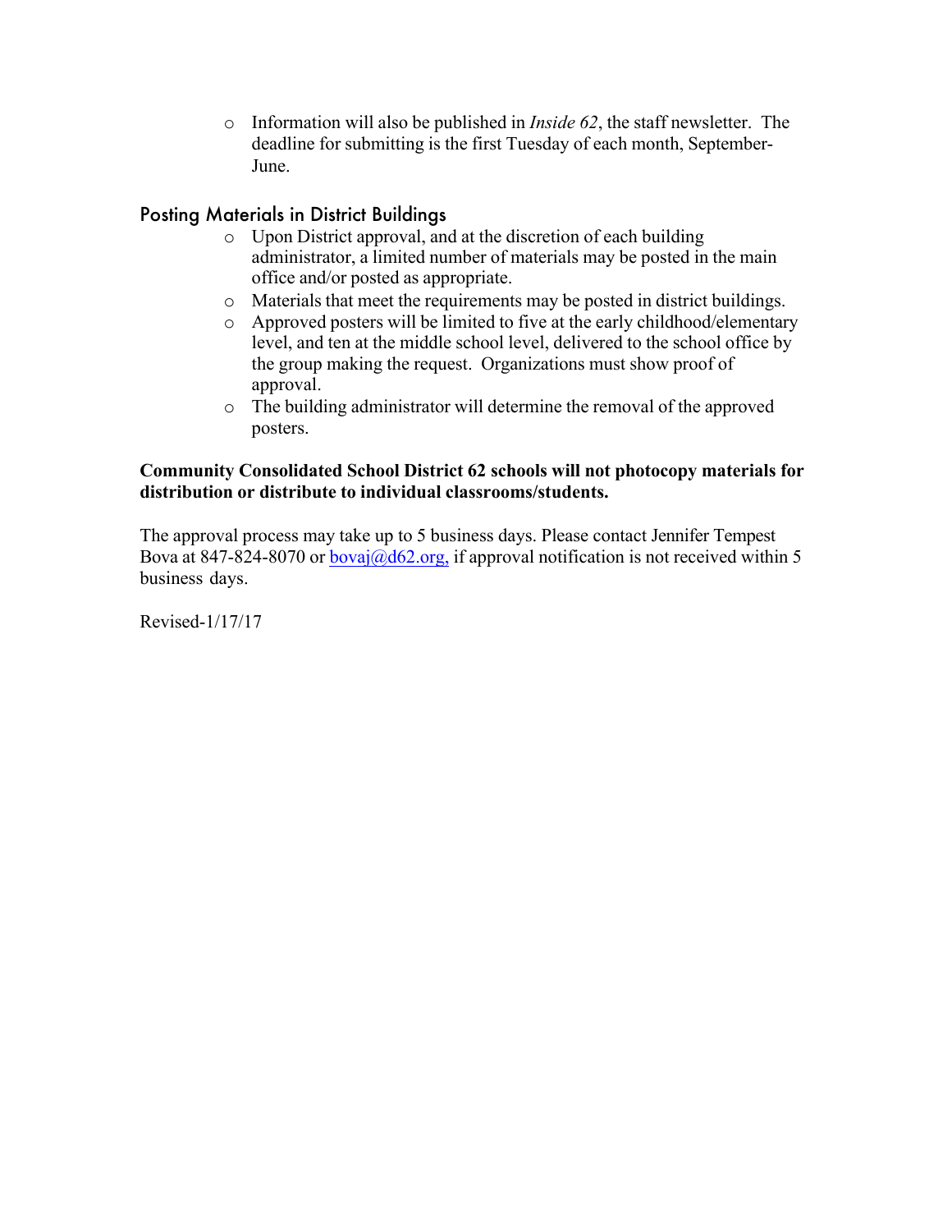- Information will also be published in *Inside 62*, the staff newsletter. The deadline for submitting is the first Tuesday of each month, September-June.

## Posting Materials in District Buildings

- Upon District approval, and at the discretion of each building administrator, a limited number of materials may be posted in the main office and/or posted as appropriate.
- Materials that meet the requirements may be posted in district buildings.
- Approved posters will be limited to five at the early childhood/elementary level, and ten at the middle school level, delivered to the school office by the group making the request. Organizations must show proof of approval.
- The building administrator will determine the removal of the approved posters.

**Community Consolidated School District 62 schools will not photocopy materials for distribution or distribute to individual classrooms/students.**

The approval process may take up to 5 business days. Please contact Jennifer Tempest Bova at 847-824-8070 or bovaj@d62.org, if approval notification is not received within 5 business days.

Revised-1/17/17